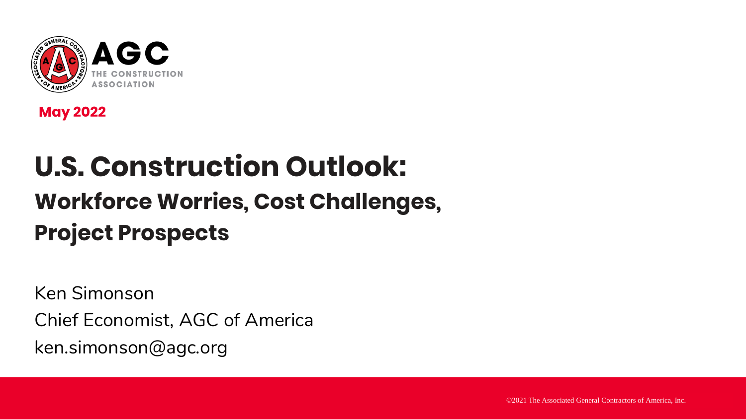AGC

THE CONSTRUCTION ASSOCIATION

**May 2022**

# U.S. Construction Outlook:

## Workforce Worries, Cost Challenges, Project Prospects

Ken Simonson

Chief Economist, AGC of America

ken.simonson@agc.org

©2021 The Associated General Contractors of America, Inc.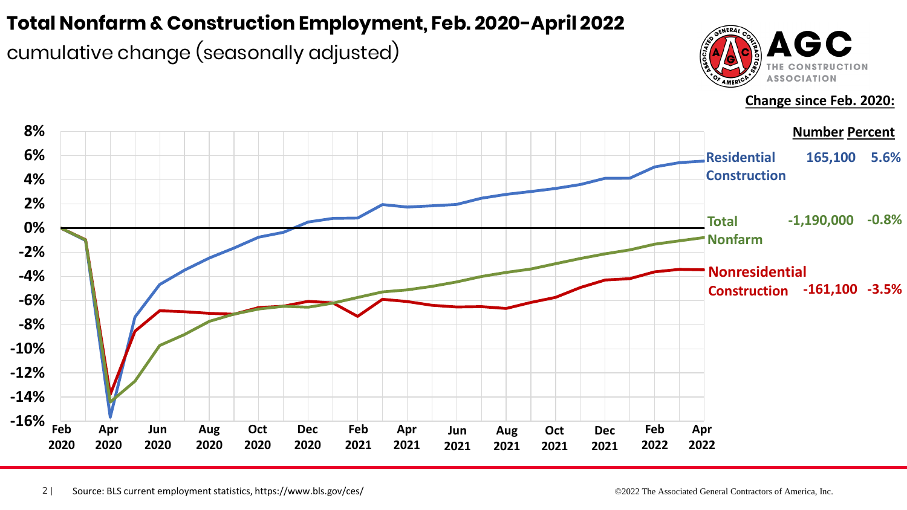# Total Nonfarm & Construction Employment, Feb. 2020-April 2022

cumulative change (seasonally adjusted)

**Change since Feb. 2020:**

| | Number | Percent |
|---|---|---|
| Residential Construction | 165,100 | 5.6% |
| Total Nonfarm | -1,190,000 | -0.8% |
| Nonresidential Construction | -161,100 | -3.5% |

Source: BLS current employment statistics, https://www.bls.gov/ces/

©2022 The Associated General Contractors of America, Inc.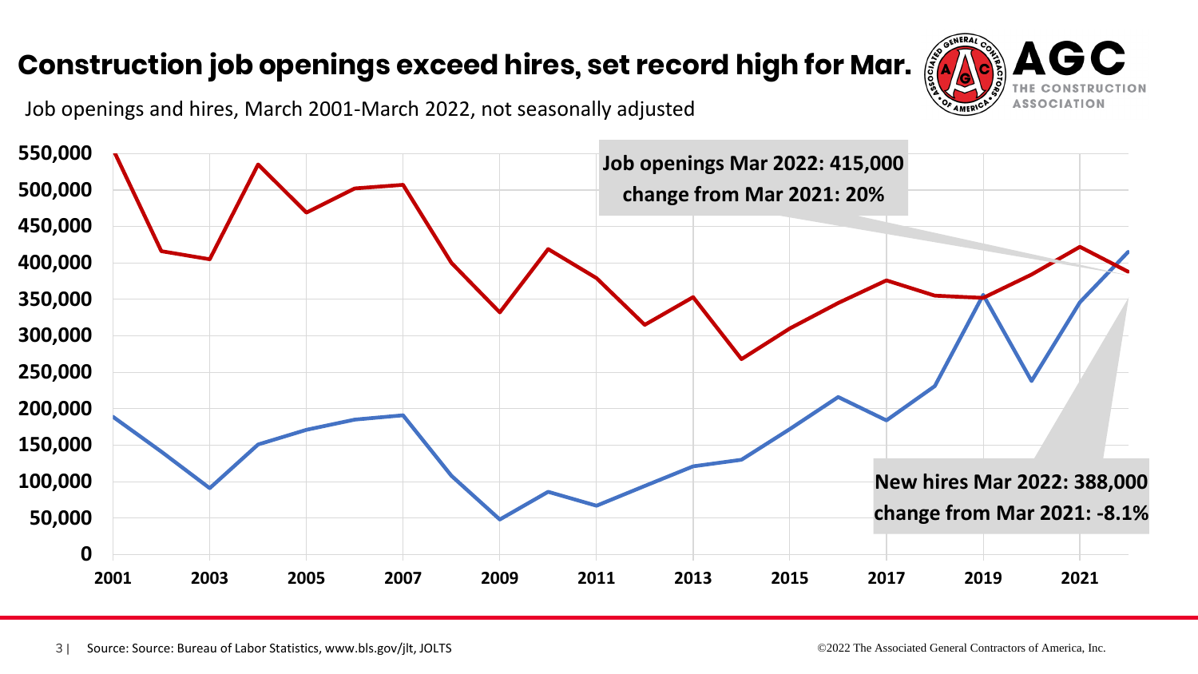# Construction job openings exceed hires, set record high for Mar.

Job openings and hires, March 2001-March 2022, not seasonally adjusted

Job openings Mar 2022: 415,000
change from Mar 2021: 20%

New hires Mar 2022: 388,000
change from Mar 2021: -8.1%

Source: Source: Bureau of Labor Statistics, www.bls.gov/jlt, JOLTS

©2022 The Associated General Contractors of America, Inc.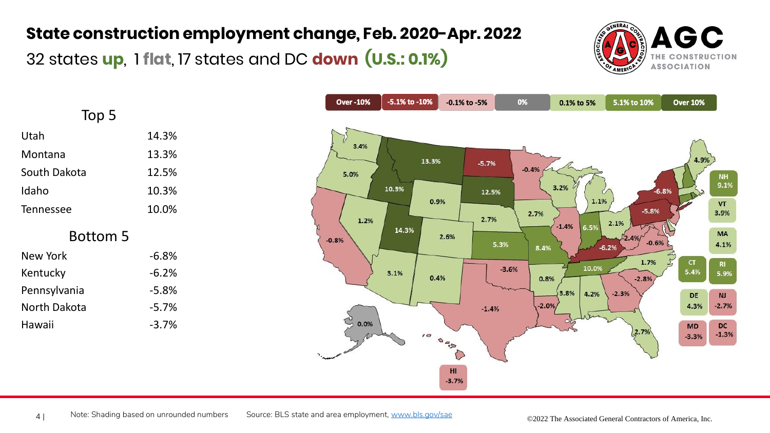# State construction employment change, Feb. 2020–Apr. 2022

32 states **up**, 1 **flat**, 17 states and DC **down** **(U.S.: 0.1%)**

### Top 5

| | |
|---|---|
| Utah | 14.3% |
| Montana | 13.3% |
| South Dakota | 12.5% |
| Idaho | 10.3% |
| Tennessee | 10.0% |

### Bottom 5

| | |
|---|---|
| New York | -6.8% |
| Kentucky | -6.2% |
| Pennsylvania | -5.8% |
| North Dakota | -5.7% |
| Hawaii | -3.7% |

Over -10% | -5.1% to -10% | -0.1% to -5% | 0% | 0.1% to 5% | 5.1% to 10% | Over 10%

| State | Change |
|---|---|
| WA | 3.4% |
| OR | 5.0% |
| CA | -0.8% |
| NV | 1.2% |
| ID | 10.3% |
| MT | 13.3% |
| WY | 0.9% |
| UT | 14.3% |
| CO | 2.6% |
| AZ | 3.1% |
| NM | 0.4% |
| AK | 0.0% |
| HI | -3.7% |
| ND | -5.7% |
| SD | 12.5% |
| NE | 2.7% |
| KS | 5.3% |
| OK | -3.6% |
| TX | -1.4% |
| MN | -0.4% |
| IA | 2.7% |
| MO | 8.4% |
| AR | 0.8% |
| LA | -2.0% |
| WI | 3.2% |
| IL | -1.4% |
| MI | 1.1% |
| IN | 6.5% |
| OH | 2.1% |
| KY | -6.2% |
| TN | 10.0% |
| MS | 3.8% |
| AL | 4.2% |
| GA | -2.3% |
| FL | 2.7% |
| SC | -2.8% |
| NC | 1.7% |
| VA | -0.6% |
| WV | -2.4% |
| PA | -5.8% |
| NY | -6.8% |
| ME | 4.9% |
| NH | 9.1% |
| VT | 3.9% |
| MA | 4.1% |
| CT | 5.4% |
| RI | 5.9% |
| DE | 4.3% |
| NJ | -2.7% |
| MD | -3.3% |
| DC | -1.3% |

Note: Shading based on unrounded numbers    Source: BLS state and area employment, www.bls.gov/sae

©2022 The Associated General Contractors of America, Inc.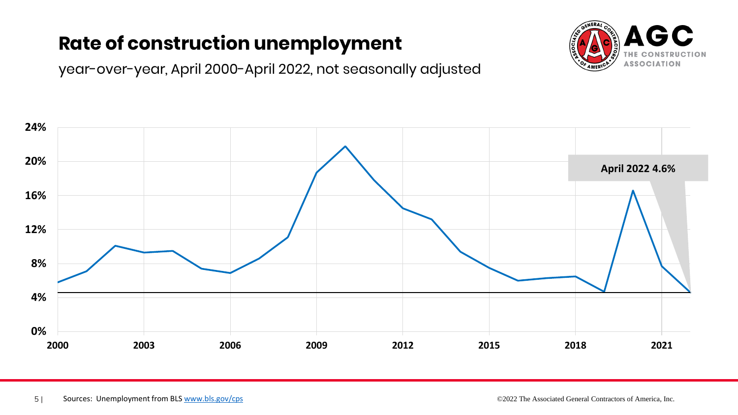# Rate of construction unemployment

year-over-year, April 2000-April 2022, not seasonally adjusted

April 2022 4.6%

Sources: Unemployment from BLS www.bls.gov/cps

©2022 The Associated General Contractors of America, Inc.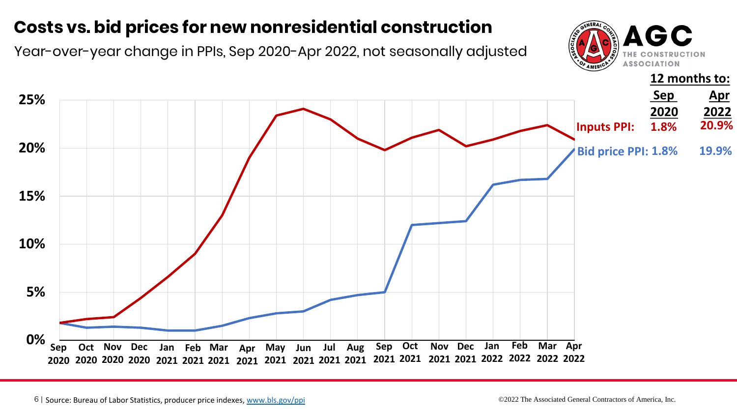# Costs vs. bid prices for new nonresidential construction

Year-over-year change in PPIs, Sep 2020-Apr 2022, not seasonally adjusted

**12 months to:**

| | Sep 2020 | Apr 2022 |
|---|---|---|
| **Inputs PPI:** | 1.8% | 20.9% |
| **Bid price PPI:** | 1.8% | 19.9% |

Source: Bureau of Labor Statistics, producer price indexes, www.bls.gov/ppi

©2022 The Associated General Contractors of America, Inc.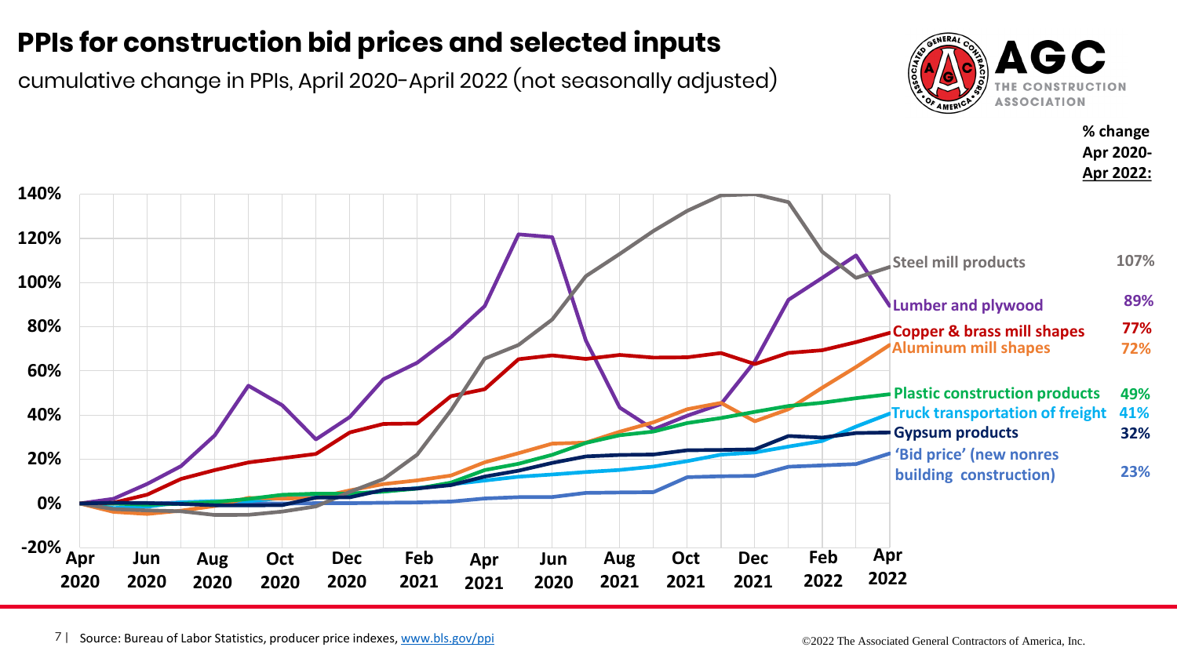# PPIs for construction bid prices and selected inputs

cumulative change in PPIs, April 2020-April 2022 (not seasonally adjusted)

**% change Apr 2020-Apr 2022:**

| Series | % change |
|---|---|
| Steel mill products | 107% |
| Lumber and plywood | 89% |
| Copper & brass mill shapes | 77% |
| Aluminum mill shapes | 72% |
| Plastic construction products | 49% |
| Truck transportation of freight | 41% |
| Gypsum products | 32% |
| 'Bid price' (new nonres building construction) | 23% |

Source: Bureau of Labor Statistics, producer price indexes, www.bls.gov/ppi

©2022 The Associated General Contractors of America, Inc.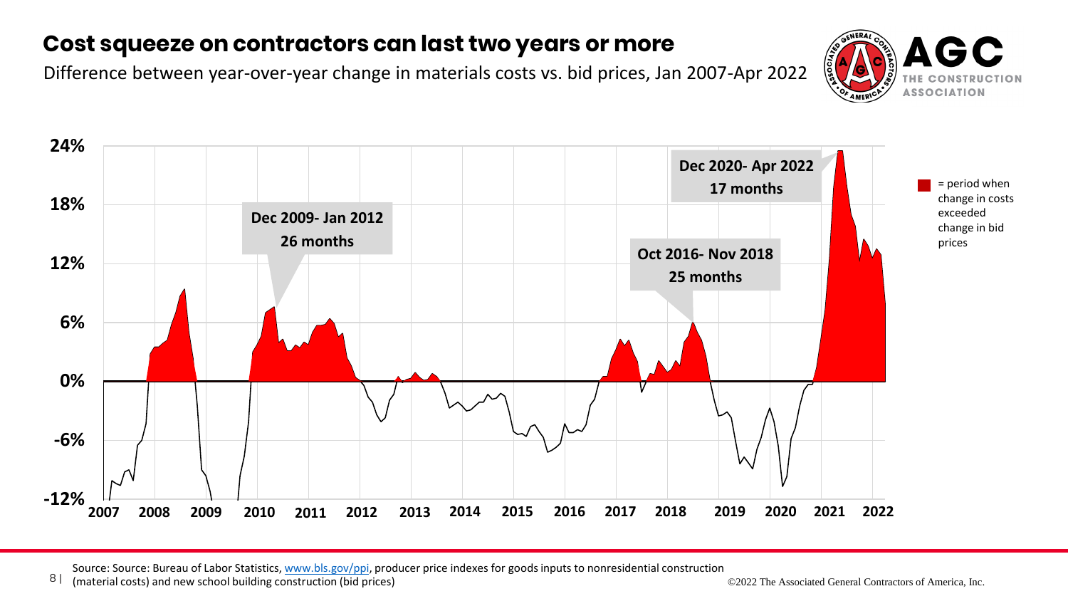# Cost squeeze on contractors can last two years or more

Difference between year-over-year change in materials costs vs. bid prices, Jan 2007-Apr 2022

AGC THE CONSTRUCTION ASSOCIATION

Dec 2009- Jan 2012
26 months

Oct 2016- Nov 2018
25 months

Dec 2020- Apr 2022
17 months

= period when change in costs exceeded change in bid prices

24%
18%
12%
6%
0%
-6%
-12%

2007 2008 2009 2010 2011 2012 2013 2014 2015 2016 2017 2018 2019 2020 2021 2022

Source: Source: Bureau of Labor Statistics, www.bls.gov/ppi, producer price indexes for goods inputs to nonresidential construction (material costs) and new school building construction (bid prices)

©2022 The Associated General Contractors of America, Inc.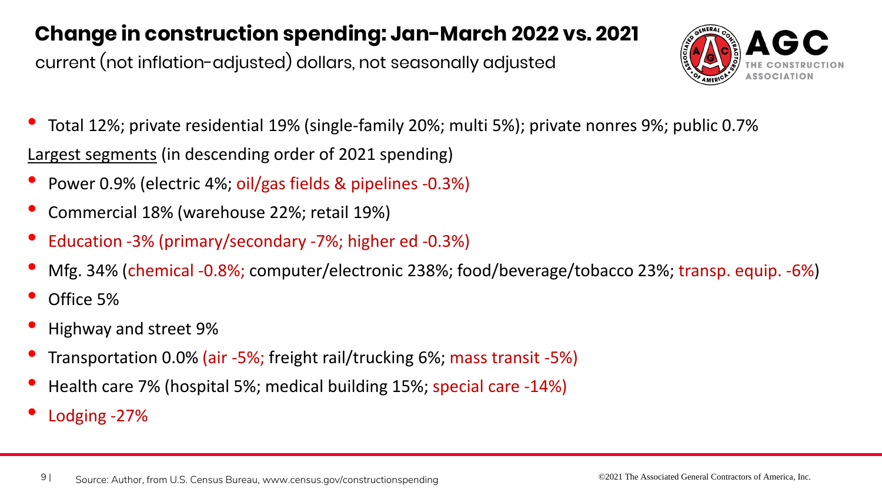# Change in construction spending: Jan-March 2022 vs. 2021

current (not inflation-adjusted) dollars, not seasonally adjusted

- Total 12%; private residential 19% (single-family 20%; multi 5%); private nonres 9%; public 0.7%

<u>Largest segments</u> (in descending order of 2021 spending)

- Power 0.9% (electric 4%; oil/gas fields & pipelines -0.3%)
- Commercial 18% (warehouse 22%; retail 19%)
- Education -3% (primary/secondary -7%; higher ed -0.3%)
- Mfg. 34% (chemical -0.8%; computer/electronic 238%; food/beverage/tobacco 23%; transp. equip. -6%)
- Office 5%
- Highway and street 9%
- Transportation 0.0% (air -5%; freight rail/trucking 6%; mass transit -5%)
- Health care 7% (hospital 5%; medical building 15%; special care -14%)
- Lodging -27%

Source: Author, from U.S. Census Bureau, www.census.gov/constructionspending

©2021 The Associated General Contractors of America, Inc.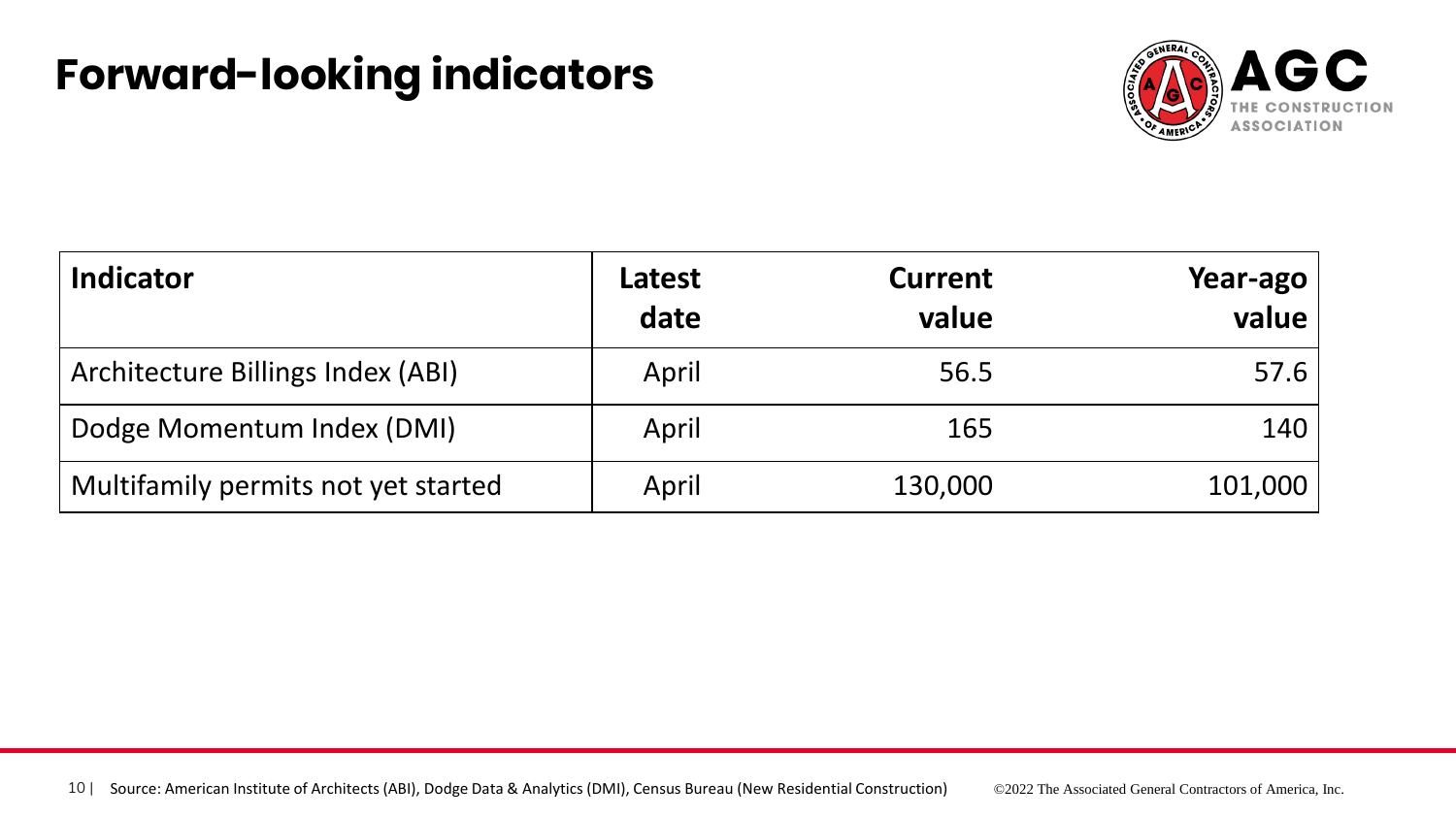# Forward-looking indicators

| Indicator | Latest date | Current value | Year-ago value |
|---|---|---|---|
| Architecture Billings Index (ABI) | April | 56.5 | 57.6 |
| Dodge Momentum Index (DMI) | April | 165 | 140 |
| Multifamily permits not yet started | April | 130,000 | 101,000 |

Source: American Institute of Architects (ABI), Dodge Data & Analytics (DMI), Census Bureau (New Residential Construction)

©2022 The Associated General Contractors of America, Inc.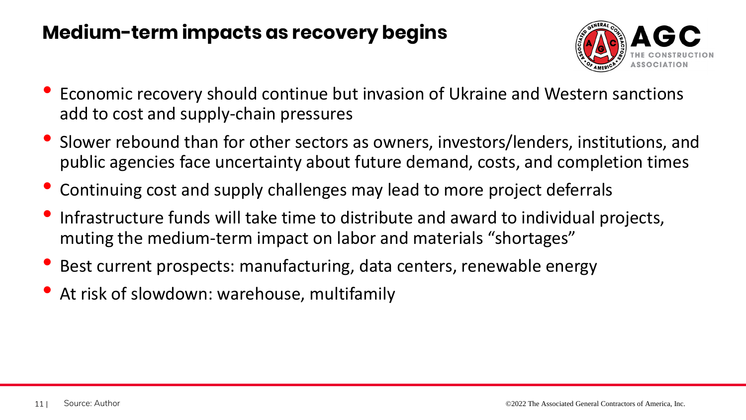# Medium-term impacts as recovery begins

- Economic recovery should continue but invasion of Ukraine and Western sanctions add to cost and supply-chain pressures
- Slower rebound than for other sectors as owners, investors/lenders, institutions, and public agencies face uncertainty about future demand, costs, and completion times
- Continuing cost and supply challenges may lead to more project deferrals
- Infrastructure funds will take time to distribute and award to individual projects, muting the medium-term impact on labor and materials "shortages"
- Best current prospects: manufacturing, data centers, renewable energy
- At risk of slowdown: warehouse, multifamily

Source: Author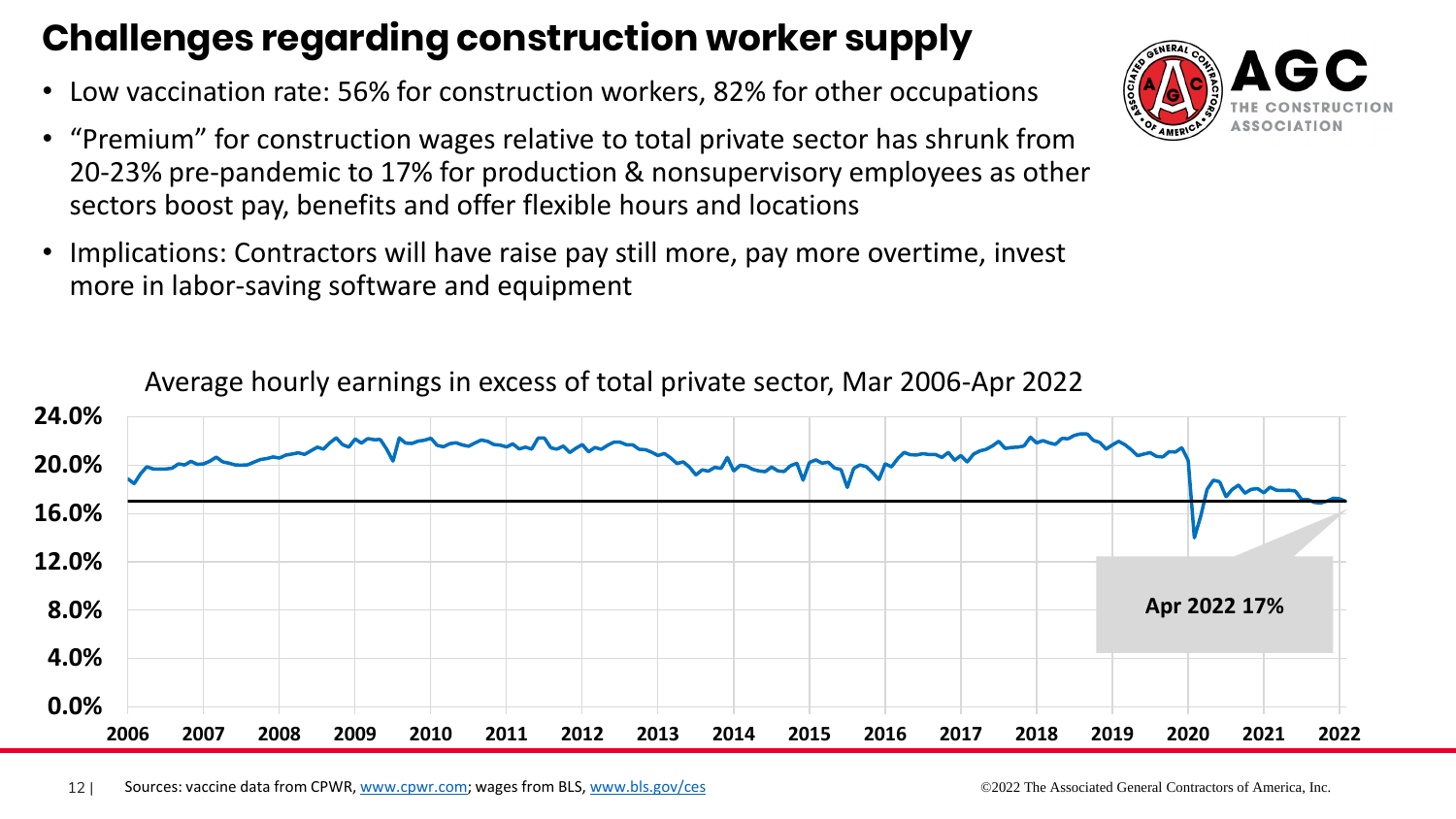# Challenges regarding construction worker supply

- Low vaccination rate: 56% for construction workers, 82% for other occupations
- "Premium" for construction wages relative to total private sector has shrunk from 20-23% pre-pandemic to 17% for production & nonsupervisory employees as other sectors boost pay, benefits and offer flexible hours and locations
- Implications: Contractors will have raise pay still more, pay more overtime, invest more in labor-saving software and equipment

Average hourly earnings in excess of total private sector, Mar 2006-Apr 2022

Apr 2022 17%

Sources: vaccine data from CPWR, www.cpwr.com; wages from BLS, www.bls.gov/ces

©2022 The Associated General Contractors of America, Inc.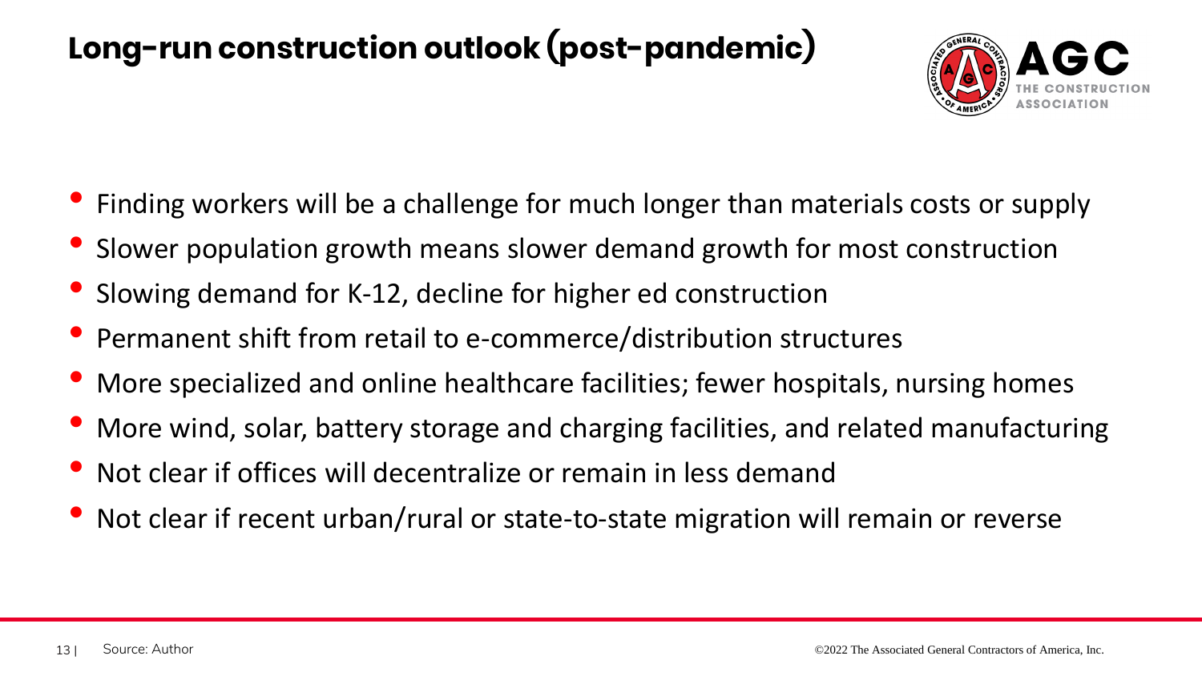# Long-run construction outlook (post-pandemic)

- Finding workers will be a challenge for much longer than materials costs or supply
- Slower population growth means slower demand growth for most construction
- Slowing demand for K-12, decline for higher ed construction
- Permanent shift from retail to e-commerce/distribution structures
- More specialized and online healthcare facilities; fewer hospitals, nursing homes
- More wind, solar, battery storage and charging facilities, and related manufacturing
- Not clear if offices will decentralize or remain in less demand
- Not clear if recent urban/rural or state-to-state migration will remain or reverse

Source: Author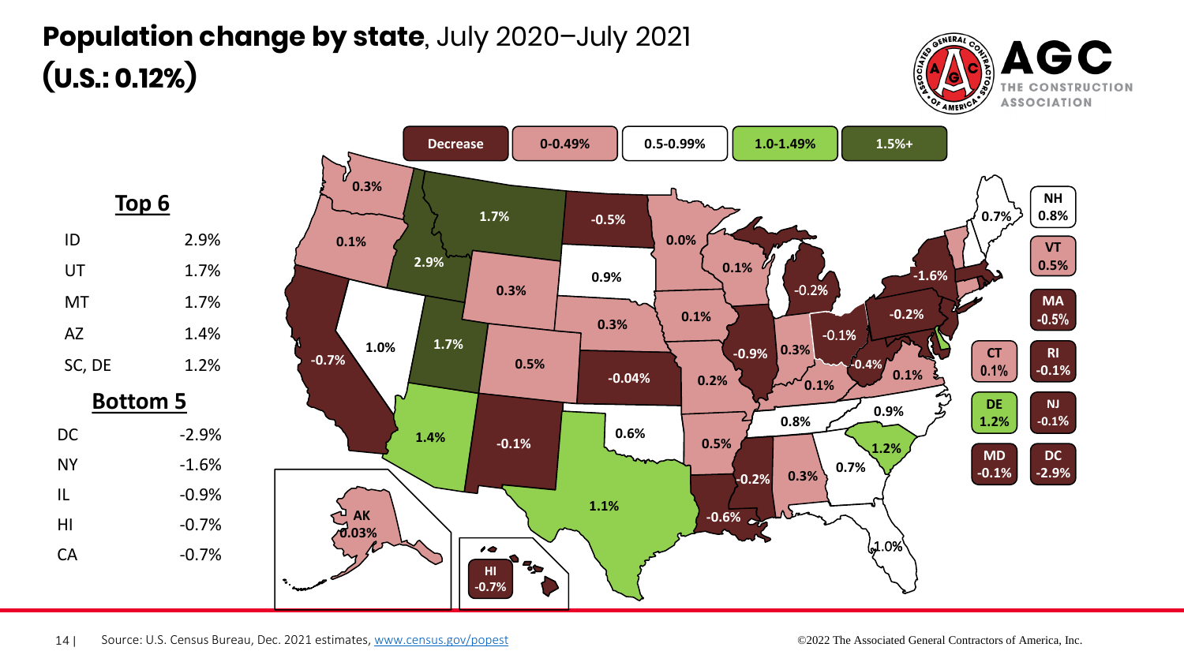# **Population change by state**, July 2020–July 2021 **(U.S.: 0.12%)**

## Top 6

| | |
|---|---|
| ID | 2.9% |
| UT | 1.7% |
| MT | 1.7% |
| AZ | 1.4% |
| SC, DE | 1.2% |

## Bottom 5

| | |
|---|---|
| DC | -2.9% |
| NY | -1.6% |
| IL | -0.9% |
| HI | -0.7% |
| CA | -0.7% |

Legend: Decrease | 0-0.49% | 0.5-0.99% | 1.0-1.49% | 1.5%+

| State | Change |
|---|---|
| WA | 0.3% |
| OR | 0.1% |
| CA | -0.7% |
| NV | 1.0% |
| ID | 2.9% |
| MT | 1.7% |
| UT | 1.7% |
| AZ | 1.4% |
| WY | 0.3% |
| CO | 0.5% |
| NM | -0.1% |
| ND | -0.5% |
| SD | 0.9% |
| NE | 0.3% |
| KS | -0.04% |
| OK | 0.6% |
| TX | 1.1% |
| MN | 0.0% |
| IA | 0.1% |
| MO | 0.2% |
| AR | 0.5% |
| LA | -0.6% |
| WI | 0.1% |
| IL | -0.9% |
| MI | -0.2% |
| IN | 0.3% |
| OH | -0.1% |
| KY | 0.1% |
| TN | 0.8% |
| MS | -0.2% |
| AL | 0.3% |
| GA | 0.7% |
| FL | 1.0% |
| SC | 1.2% |
| NC | 0.9% |
| VA | 0.1% |
| WV | -0.4% |
| PA | -0.2% |
| NY | -1.6% |
| ME | 0.7% |
| NH | 0.8% |
| VT | 0.5% |
| MA | -0.5% |
| RI | -0.1% |
| CT | 0.1% |
| NJ | -0.1% |
| DE | 1.2% |
| MD | -0.1% |
| DC | -2.9% |
| AK | 0.03% |
| HI | -0.7% |

Source: U.S. Census Bureau, Dec. 2021 estimates, www.census.gov/popest

©2022 The Associated General Contractors of America, Inc.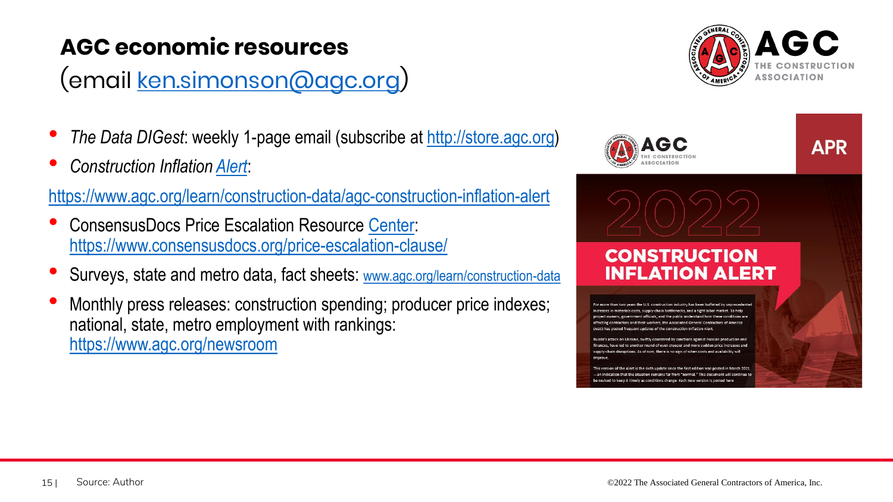# AGC economic resources

(email ken.simonson@agc.org)

- *The Data DIGest*: weekly 1-page email (subscribe at http://store.agc.org)
- *Construction Inflation Alert*:

https://www.agc.org/learn/construction-data/agc-construction-inflation-alert

- ConsensusDocs Price Escalation Resource Center: https://www.consensusdocs.org/price-escalation-clause/
- Surveys, state and metro data, fact sheets: www.agc.org/learn/construction-data
- Monthly press releases: construction spending; producer price indexes; national, state, metro employment with rankings: https://www.agc.org/newsroom

Source: Author

©2022 The Associated General Contractors of America, Inc.